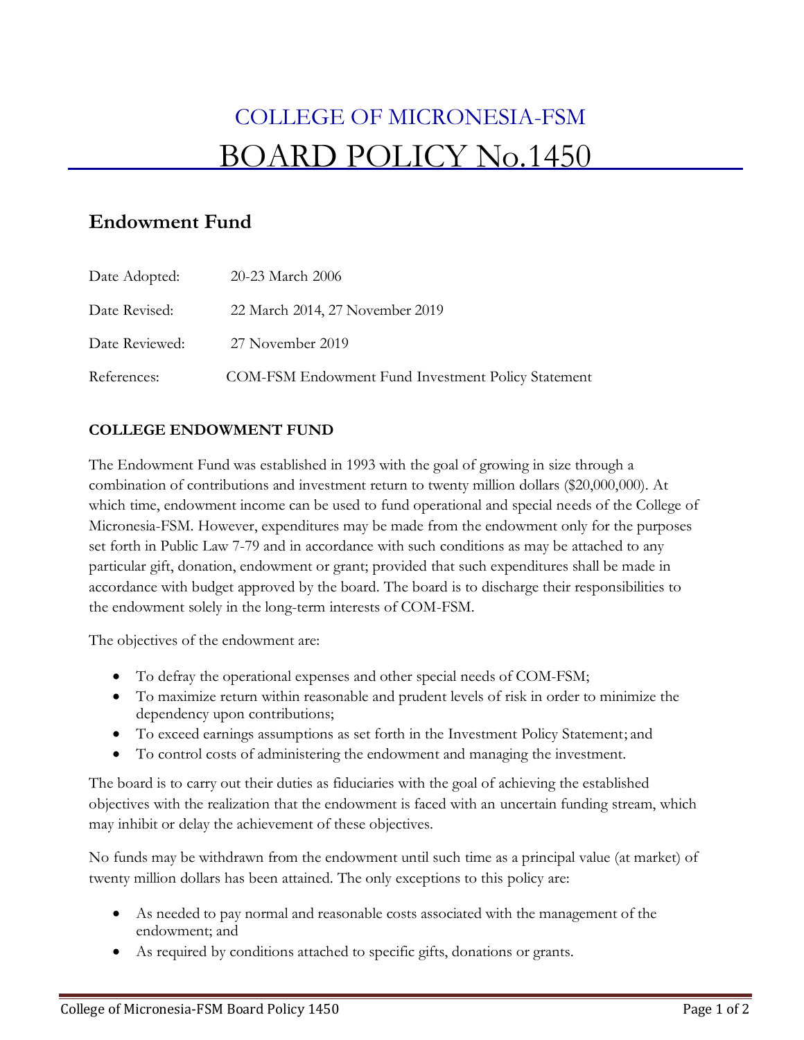# COLLEGE OF MICRONESIA-FSM

# BOARD POLICY No.1450

## Endowment Fund

Date Adopted: 20-23 March 2006

Date Revised: 22 March 2014, 27 November 2019

Date Reviewed: 27 November 2019

References: COM-FSM Endowment Fund Investment Policy Statement

**COLLEGE ENDOWMENT FUND**

The Endowment Fund was established in 1993 with the goal of growing in size through a combination of contributions and investment return to twenty million dollars ($20,000,000). At which time, endowment income can be used to fund operational and special needs of the College of Micronesia-FSM. However, expenditures may be made from the endowment only for the purposes set forth in Public Law 7-79 and in accordance with such conditions as may be attached to any particular gift, donation, endowment or grant; provided that such expenditures shall be made in accordance with budget approved by the board. The board is to discharge their responsibilities to the endowment solely in the long-term interests of COM-FSM.

The objectives of the endowment are:

- To defray the operational expenses and other special needs of COM-FSM;
- To maximize return within reasonable and prudent levels of risk in order to minimize the dependency upon contributions;
- To exceed earnings assumptions as set forth in the Investment Policy Statement; and
- To control costs of administering the endowment and managing the investment.

The board is to carry out their duties as fiduciaries with the goal of achieving the established objectives with the realization that the endowment is faced with an uncertain funding stream, which may inhibit or delay the achievement of these objectives.

No funds may be withdrawn from the endowment until such time as a principal value (at market) of twenty million dollars has been attained. The only exceptions to this policy are:

- As needed to pay normal and reasonable costs associated with the management of the endowment; and
- As required by conditions attached to specific gifts, donations or grants.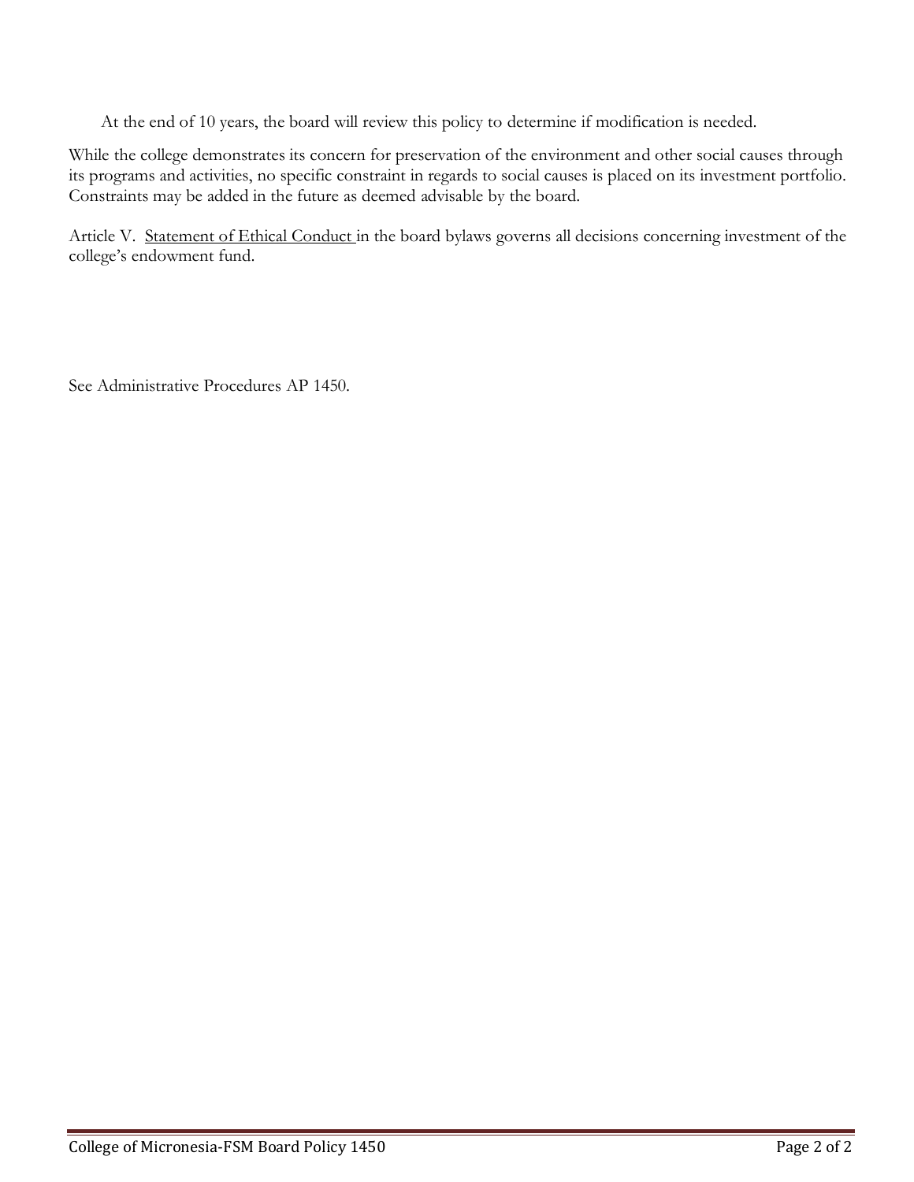At the end of 10 years, the board will review this policy to determine if modification is needed.

While the college demonstrates its concern for preservation of the environment and other social causes through its programs and activities, no specific constraint in regards to social causes is placed on its investment portfolio. Constraints may be added in the future as deemed advisable by the board.

Article V. Statement of Ethical Conduct in the board bylaws governs all decisions concerning investment of the college's endowment fund.

See Administrative Procedures AP 1450.